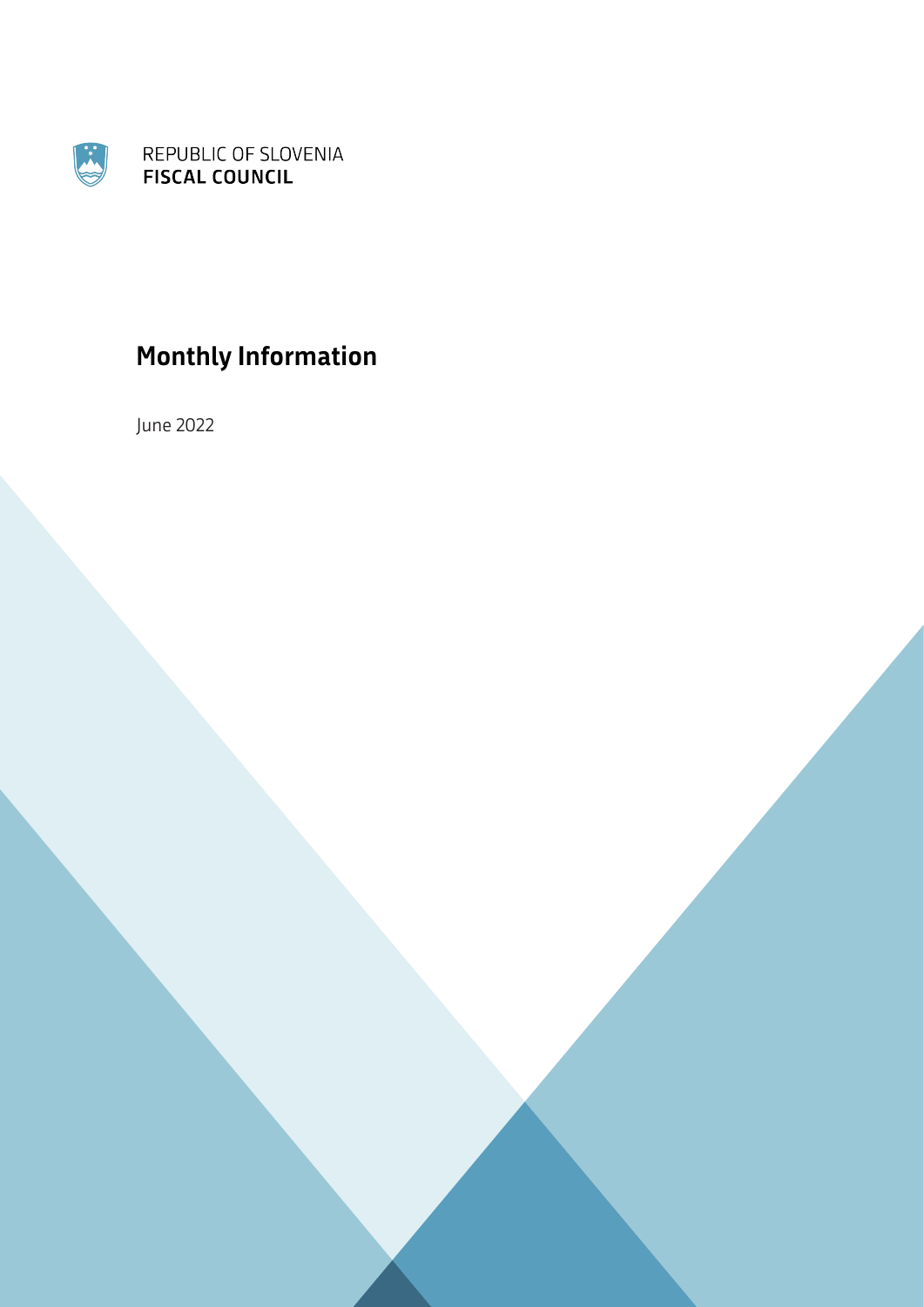REPUBLIC OF SLOVENIA
**FISCAL COUNCIL**

# Monthly Information

June 2022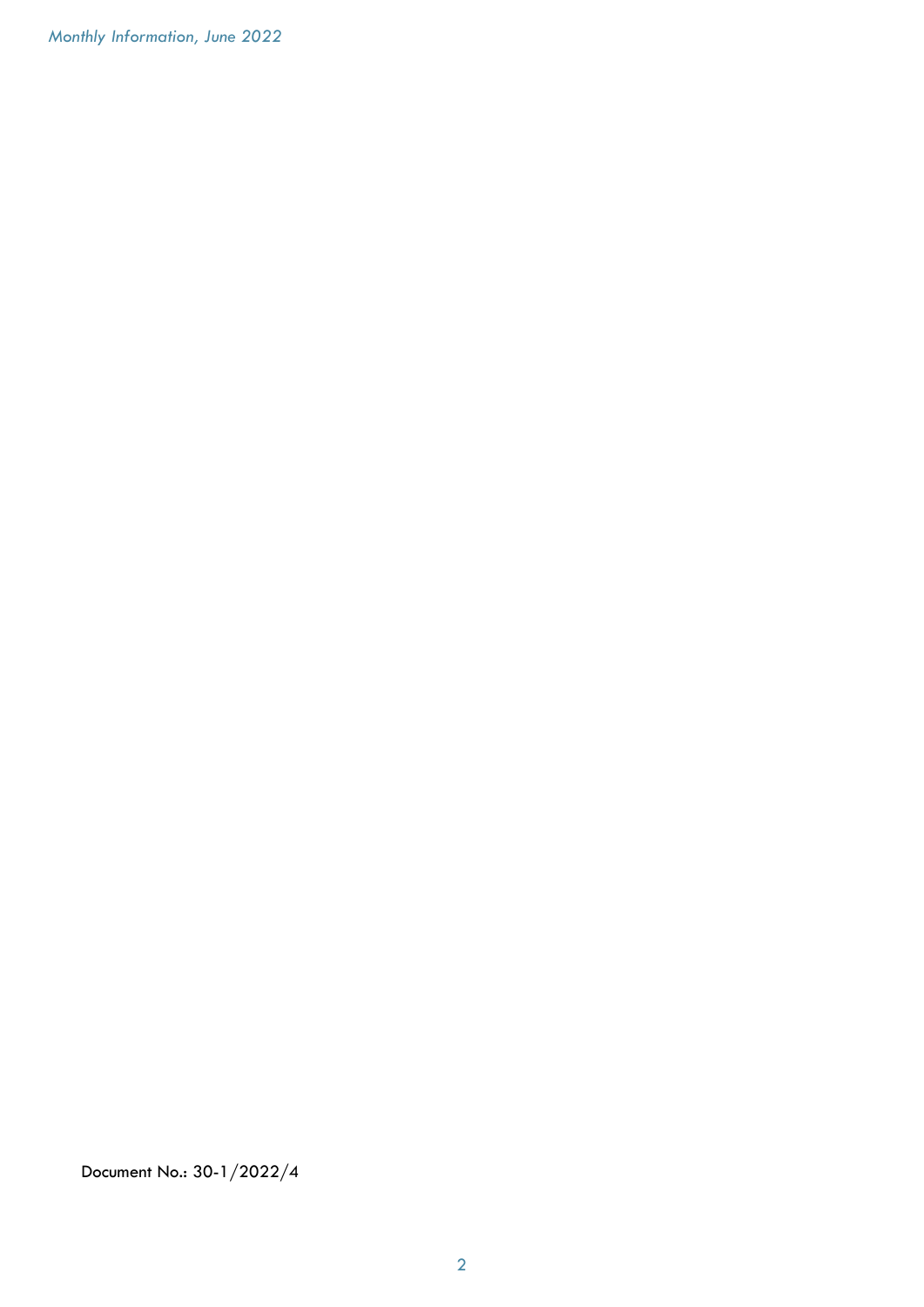Document No.: 30-1/2022/4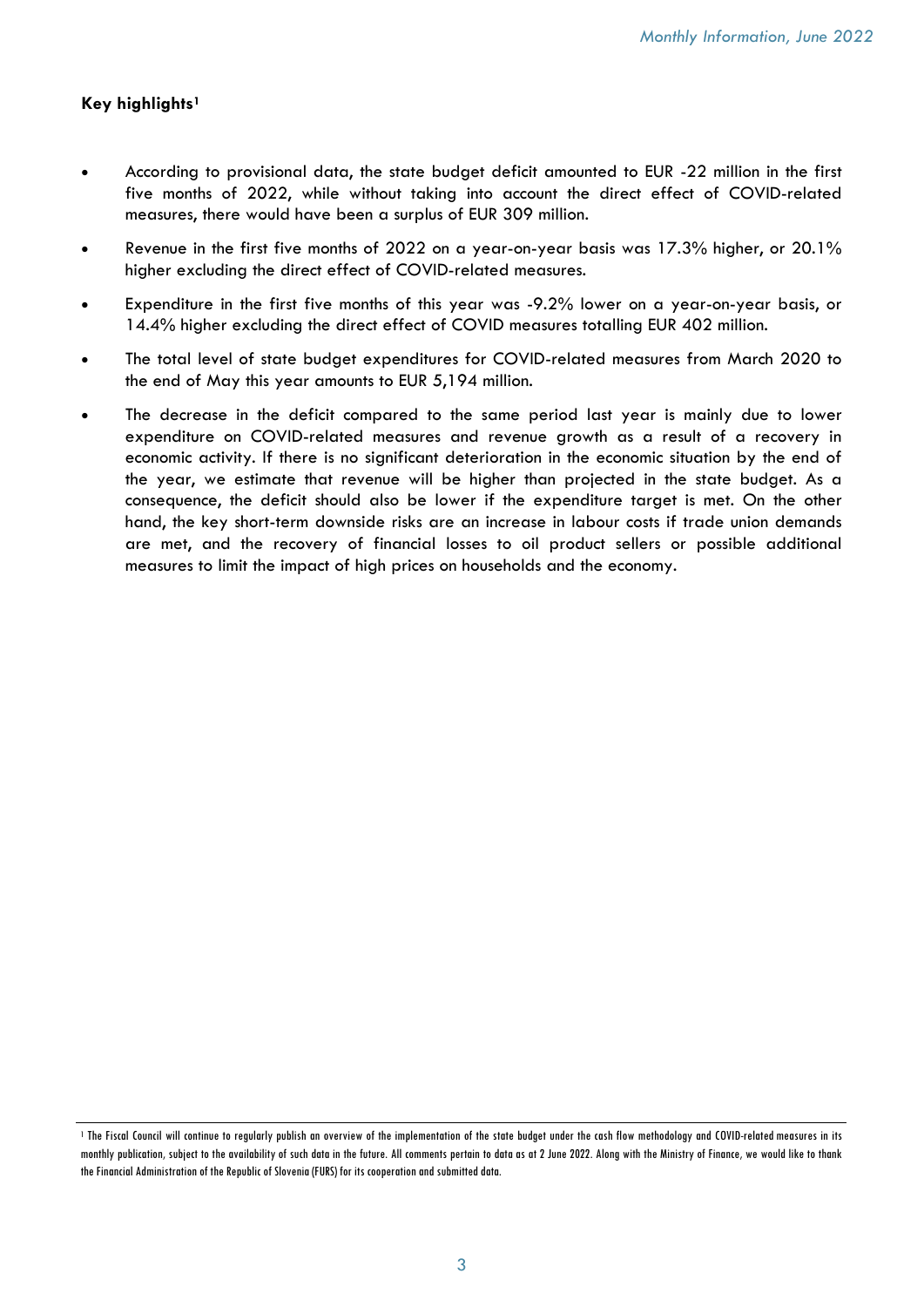**Key highlights**[1]

- According to provisional data, the state budget deficit amounted to EUR -22 million in the first five months of 2022, while without taking into account the direct effect of COVID-related measures, there would have been a surplus of EUR 309 million.
- Revenue in the first five months of 2022 on a year-on-year basis was 17.3% higher, or 20.1% higher excluding the direct effect of COVID-related measures.
- Expenditure in the first five months of this year was -9.2% lower on a year-on-year basis, or 14.4% higher excluding the direct effect of COVID measures totalling EUR 402 million.
- The total level of state budget expenditures for COVID-related measures from March 2020 to the end of May this year amounts to EUR 5,194 million.
- The decrease in the deficit compared to the same period last year is mainly due to lower expenditure on COVID-related measures and revenue growth as a result of a recovery in economic activity. If there is no significant deterioration in the economic situation by the end of the year, we estimate that revenue will be higher than projected in the state budget. As a consequence, the deficit should also be lower if the expenditure target is met. On the other hand, the key short-term downside risks are an increase in labour costs if trade union demands are met, and the recovery of financial losses to oil product sellers or possible additional measures to limit the impact of high prices on households and the economy.

[1] The Fiscal Council will continue to regularly publish an overview of the implementation of the state budget under the cash flow methodology and COVID-related measures in its monthly publication, subject to the availability of such data in the future. All comments pertain to data as at 2 June 2022. Along with the Ministry of Finance, we would like to thank the Financial Administration of the Republic of Slovenia (FURS) for its cooperation and submitted data.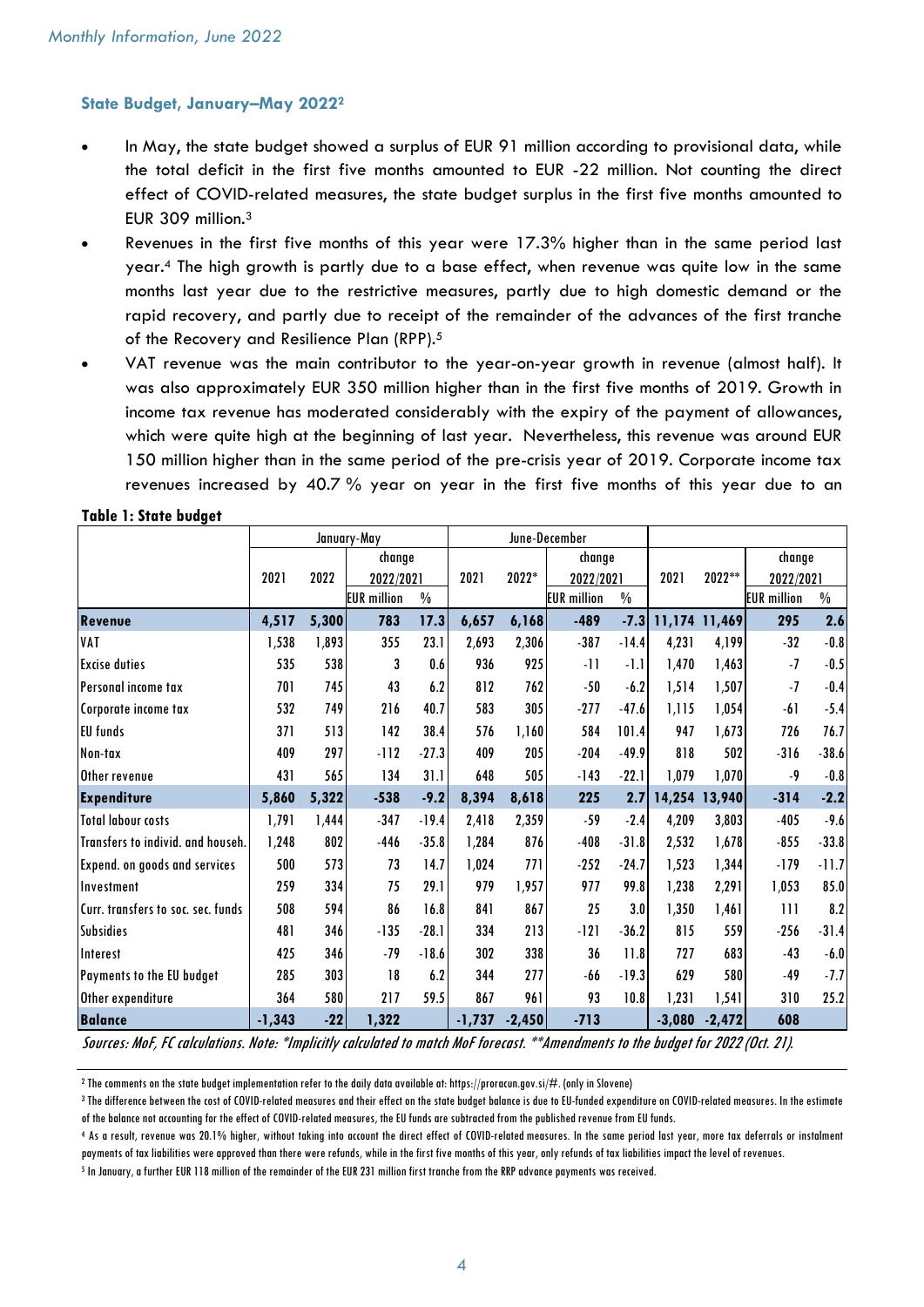### State Budget, January–May 2022[2]

- In May, the state budget showed a surplus of EUR 91 million according to provisional data, while the total deficit in the first five months amounted to EUR -22 million. Not counting the direct effect of COVID-related measures, the state budget surplus in the first five months amounted to EUR 309 million.[3]
- Revenues in the first five months of this year were 17.3% higher than in the same period last year.[4] The high growth is partly due to a base effect, when revenue was quite low in the same months last year due to the restrictive measures, partly due to high domestic demand or the rapid recovery, and partly due to receipt of the remainder of the advances of the first tranche of the Recovery and Resilience Plan (RPP).[5]
- VAT revenue was the main contributor to the year-on-year growth in revenue (almost half). It was also approximately EUR 350 million higher than in the first five months of 2019. Growth in income tax revenue has moderated considerably with the expiry of the payment of allowances, which were quite high at the beginning of last year. Nevertheless, this revenue was around EUR 150 million higher than in the same period of the pre-crisis year of 2019. Corporate income tax revenues increased by 40.7 % year on year in the first five months of this year due to an

**Table 1: State budget**

| | January-May | | | | June-December | | | | | | | |
|---|---|---|---|---|---|---|---|---|---|---|---|---|
| | 2021 | 2022 | change 2022/2021 | | 2021 | 2022* | change 2022/2021 | | 2021 | 2022** | change 2022/2021 | |
| | | | EUR million | % | | | EUR million | % | | | EUR million | % |
| **Revenue** | **4,517** | **5,300** | **783** | **17.3** | **6,657** | **6,168** | **-489** | **-7.3** | **11,174** | **11,469** | **295** | **2.6** |
| VAT | 1,538 | 1,893 | 355 | 23.1 | 2,693 | 2,306 | -387 | -14.4 | 4,231 | 4,199 | -32 | -0.8 |
| Excise duties | 535 | 538 | 3 | 0.6 | 936 | 925 | -11 | -1.1 | 1,470 | 1,463 | -7 | -0.5 |
| Personal income tax | 701 | 745 | 43 | 6.2 | 812 | 762 | -50 | -6.2 | 1,514 | 1,507 | -7 | -0.4 |
| Corporate income tax | 532 | 749 | 216 | 40.7 | 583 | 305 | -277 | -47.6 | 1,115 | 1,054 | -61 | -5.4 |
| EU funds | 371 | 513 | 142 | 38.4 | 576 | 1,160 | 584 | 101.4 | 947 | 1,673 | 726 | 76.7 |
| Non-tax | 409 | 297 | -112 | -27.3 | 409 | 205 | -204 | -49.9 | 818 | 502 | -316 | -38.6 |
| Other revenue | 431 | 565 | 134 | 31.1 | 648 | 505 | -143 | -22.1 | 1,079 | 1,070 | -9 | -0.8 |
| **Expenditure** | **5,860** | **5,322** | **-538** | **-9.2** | **8,394** | **8,618** | **225** | **2.7** | **14,254** | **13,940** | **-314** | **-2.2** |
| Total labour costs | 1,791 | 1,444 | -347 | -19.4 | 2,418 | 2,359 | -59 | -2.4 | 4,209 | 3,803 | -405 | -9.6 |
| Transfers to individ. and househ. | 1,248 | 802 | -446 | -35.8 | 1,284 | 876 | -408 | -31.8 | 2,532 | 1,678 | -855 | -33.8 |
| Expend. on goods and services | 500 | 573 | 73 | 14.7 | 1,024 | 771 | -252 | -24.7 | 1,523 | 1,344 | -179 | -11.7 |
| Investment | 259 | 334 | 75 | 29.1 | 979 | 1,957 | 977 | 99.8 | 1,238 | 2,291 | 1,053 | 85.0 |
| Curr. transfers to soc. sec. funds | 508 | 594 | 86 | 16.8 | 841 | 867 | 25 | 3.0 | 1,350 | 1,461 | 111 | 8.2 |
| Subsidies | 481 | 346 | -135 | -28.1 | 334 | 213 | -121 | -36.2 | 815 | 559 | -256 | -31.4 |
| Interest | 425 | 346 | -79 | -18.6 | 302 | 338 | 36 | 11.8 | 727 | 683 | -43 | -6.0 |
| Payments to the EU budget | 285 | 303 | 18 | 6.2 | 344 | 277 | -66 | -19.3 | 629 | 580 | -49 | -7.7 |
| Other expenditure | 364 | 580 | 217 | 59.5 | 867 | 961 | 93 | 10.8 | 1,231 | 1,541 | 310 | 25.2 |
| **Balance** | **-1,343** | **-22** | **1,322** | | **-1,737** | **-2,450** | **-713** | | **-3,080** | **-2,472** | **608** | |

*Sources: MoF, FC calculations. Note: *Implicitly calculated to match MoF forecast. **Amendments to the budget for 2022 (Oct. 21).*

[2] The comments on the state budget implementation refer to the daily data available at: https://proracun.gov.si/#. (only in Slovene)

[3] The difference between the cost of COVID-related measures and their effect on the state budget balance is due to EU-funded expenditure on COVID-related measures. In the estimate of the balance not accounting for the effect of COVID-related measures, the EU funds are subtracted from the published revenue from EU funds.

[4] As a result, revenue was 20.1% higher, without taking into account the direct effect of COVID-related measures. In the same period last year, more tax deferrals or instalment payments of tax liabilities were approved than there were refunds, while in the first five months of this year, only refunds of tax liabilities impact the level of revenues.

[5] In January, a further EUR 118 million of the remainder of the EUR 231 million first tranche from the RRP advance payments was received.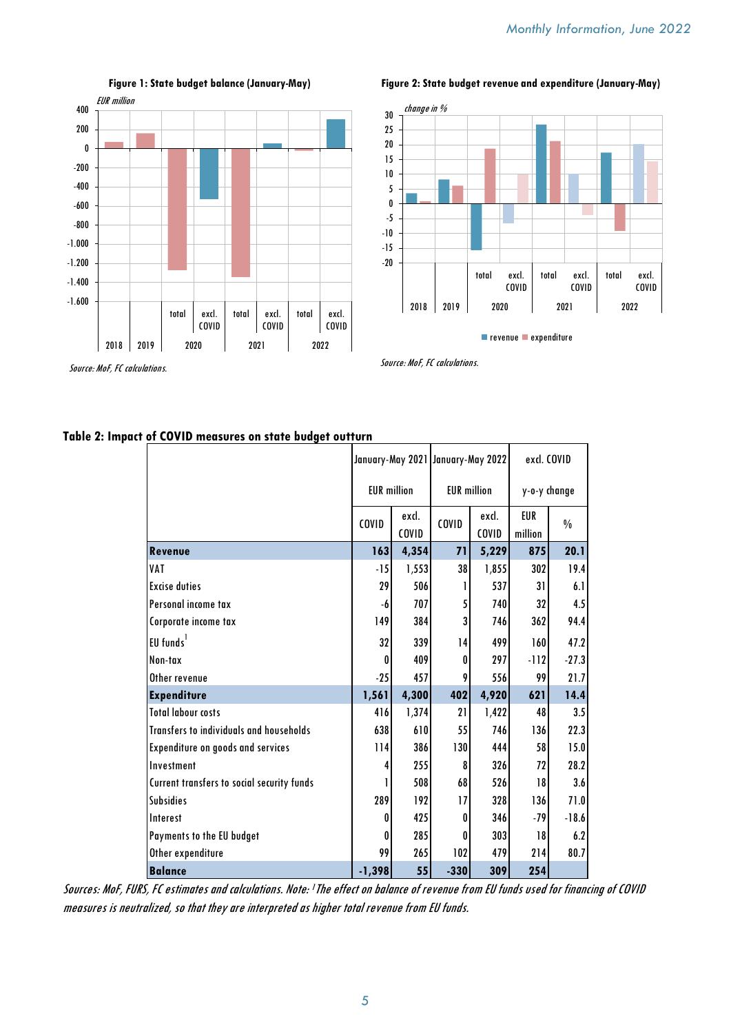**Figure 1: State budget balance (January-May)**

*Source: MoF, FC calculations.*

**Figure 2: State budget revenue and expenditure (January-May)**

*Source: MoF, FC calculations.*

**Table 2: Impact of COVID measures on state budget outturn**

| | January-May 2021 | | January-May 2022 | | excl. COVID | |
|---|---|---|---|---|---|---|
| | EUR million | | EUR million | | y-o-y change | |
| | COVID | excl. COVID | COVID | excl. COVID | EUR million | % |
| **Revenue** | **163** | **4,354** | **71** | **5,229** | **875** | **20.1** |
| VAT | -15 | 1,553 | 38 | 1,855 | 302 | 19.4 |
| Excise duties | 29 | 506 | 1 | 537 | 31 | 6.1 |
| Personal income tax | -6 | 707 | 5 | 740 | 32 | 4.5 |
| Corporate income tax | 149 | 384 | 3 | 746 | 362 | 94.4 |
| EU funds[1] | 32 | 339 | 14 | 499 | 160 | 47.2 |
| Non-tax | 0 | 409 | 0 | 297 | -112 | -27.3 |
| Other revenue | -25 | 457 | 9 | 556 | 99 | 21.7 |
| **Expenditure** | **1,561** | **4,300** | **402** | **4,920** | **621** | **14.4** |
| Total labour costs | 416 | 1,374 | 21 | 1,422 | 48 | 3.5 |
| Transfers to individuals and households | 638 | 610 | 55 | 746 | 136 | 22.3 |
| Expenditure on goods and services | 114 | 386 | 130 | 444 | 58 | 15.0 |
| Investment | 4 | 255 | 8 | 326 | 72 | 28.2 |
| Current transfers to social security funds | 1 | 508 | 68 | 526 | 18 | 3.6 |
| Subsidies | 289 | 192 | 17 | 328 | 136 | 71.0 |
| Interest | 0 | 425 | 0 | 346 | -79 | -18.6 |
| Payments to the EU budget | 0 | 285 | 0 | 303 | 18 | 6.2 |
| Other expenditure | 99 | 265 | 102 | 479 | 214 | 80.7 |
| **Balance** | **-1,398** | **55** | **-330** | **309** | **254** | |

*Sources: MoF, FURS, FC estimates and calculations. Note: [1] The effect on balance of revenue from EU funds used for financing of COVID measures is neutralized, so that they are interpreted as higher total revenue from EU funds.*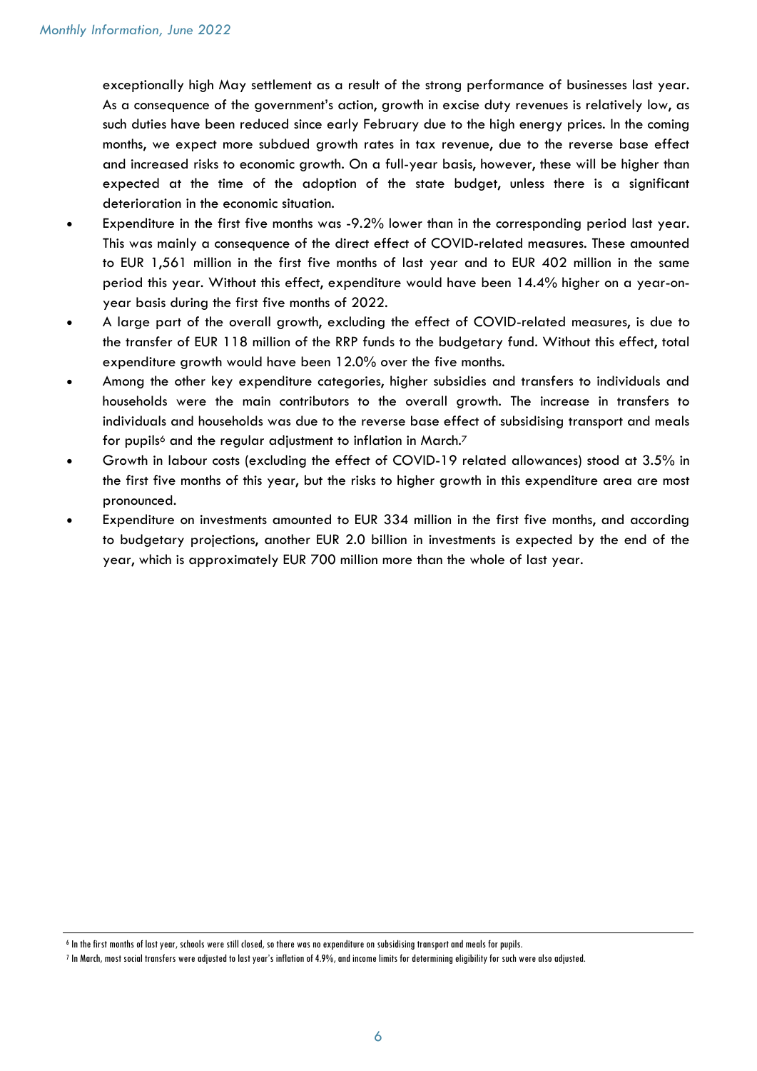exceptionally high May settlement as a result of the strong performance of businesses last year. As a consequence of the government's action, growth in excise duty revenues is relatively low, as such duties have been reduced since early February due to the high energy prices. In the coming months, we expect more subdued growth rates in tax revenue, due to the reverse base effect and increased risks to economic growth. On a full-year basis, however, these will be higher than expected at the time of the adoption of the state budget, unless there is a significant deterioration in the economic situation.

- Expenditure in the first five months was -9.2% lower than in the corresponding period last year. This was mainly a consequence of the direct effect of COVID-related measures. These amounted to EUR 1,561 million in the first five months of last year and to EUR 402 million in the same period this year. Without this effect, expenditure would have been 14.4% higher on a year-on-year basis during the first five months of 2022.
- A large part of the overall growth, excluding the effect of COVID-related measures, is due to the transfer of EUR 118 million of the RRP funds to the budgetary fund. Without this effect, total expenditure growth would have been 12.0% over the five months.
- Among the other key expenditure categories, higher subsidies and transfers to individuals and households were the main contributors to the overall growth. The increase in transfers to individuals and households was due to the reverse base effect of subsidising transport and meals for pupils[6] and the regular adjustment to inflation in March.[7]
- Growth in labour costs (excluding the effect of COVID-19 related allowances) stood at 3.5% in the first five months of this year, but the risks to higher growth in this expenditure area are most pronounced.
- Expenditure on investments amounted to EUR 334 million in the first five months, and according to budgetary projections, another EUR 2.0 billion in investments is expected by the end of the year, which is approximately EUR 700 million more than the whole of last year.

[6] In the first months of last year, schools were still closed, so there was no expenditure on subsidising transport and meals for pupils.

[7] In March, most social transfers were adjusted to last year's inflation of 4.9%, and income limits for determining eligibility for such were also adjusted.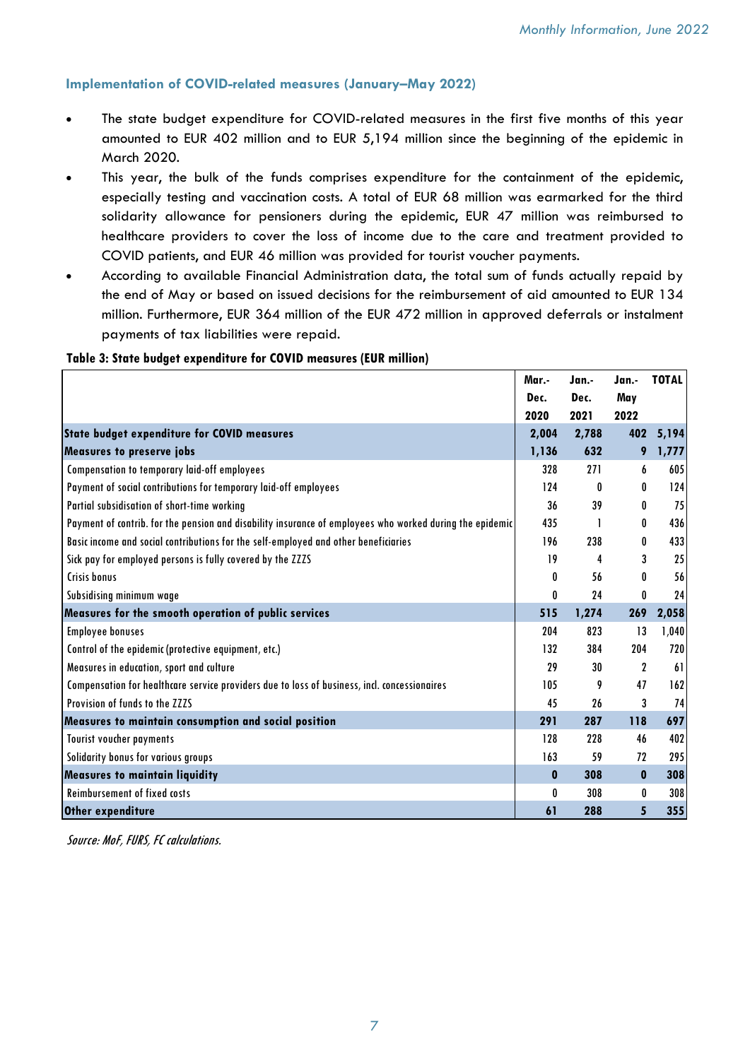### Implementation of COVID-related measures (January–May 2022)

- The state budget expenditure for COVID-related measures in the first five months of this year amounted to EUR 402 million and to EUR 5,194 million since the beginning of the epidemic in March 2020.
- This year, the bulk of the funds comprises expenditure for the containment of the epidemic, especially testing and vaccination costs. A total of EUR 68 million was earmarked for the third solidarity allowance for pensioners during the epidemic, EUR 47 million was reimbursed to healthcare providers to cover the loss of income due to the care and treatment provided to COVID patients, and EUR 46 million was provided for tourist voucher payments.
- According to available Financial Administration data, the total sum of funds actually repaid by the end of May or based on issued decisions for the reimbursement of aid amounted to EUR 134 million. Furthermore, EUR 364 million of the EUR 472 million in approved deferrals or instalment payments of tax liabilities were repaid.

**Table 3: State budget expenditure for COVID measures (EUR million)**

| | Mar.-Dec. 2020 | Jan.-Dec. 2021 | Jan.-May 2022 | TOTAL |
|---|---|---|---|---|
| **State budget expenditure for COVID measures** | **2,004** | **2,788** | **402** | **5,194** |
| **Measures to preserve jobs** | **1,136** | **632** | **9** | **1,777** |
| Compensation to temporary laid-off employees | 328 | 271 | 6 | 605 |
| Payment of social contributions for temporary laid-off employees | 124 | 0 | 0 | 124 |
| Partial subsidisation of short-time working | 36 | 39 | 0 | 75 |
| Payment of contrib. for the pension and disability insurance of employees who worked during the epidemic | 435 | 1 | 0 | 436 |
| Basic income and social contributions for the self-employed and other beneficiaries | 196 | 238 | 0 | 433 |
| Sick pay for employed persons is fully covered by the ZZZS | 19 | 4 | 3 | 25 |
| Crisis bonus | 0 | 56 | 0 | 56 |
| Subsidising minimum wage | 0 | 24 | 0 | 24 |
| **Measures for the smooth operation of public services** | **515** | **1,274** | **269** | **2,058** |
| Employee bonuses | 204 | 823 | 13 | 1,040 |
| Control of the epidemic (protective equipment, etc.) | 132 | 384 | 204 | 720 |
| Measures in education, sport and culture | 29 | 30 | 2 | 61 |
| Compensation for healthcare service providers due to loss of business, incl. concessionaires | 105 | 9 | 47 | 162 |
| Provision of funds to the ZZZS | 45 | 26 | 3 | 74 |
| **Measures to maintain consumption and social position** | **291** | **287** | **118** | **697** |
| Tourist voucher payments | 128 | 228 | 46 | 402 |
| Solidarity bonus for various groups | 163 | 59 | 72 | 295 |
| **Measures to maintain liquidity** | **0** | **308** | **0** | **308** |
| Reimbursement of fixed costs | 0 | 308 | 0 | 308 |
| **Other expenditure** | **61** | **288** | **5** | **355** |

*Source: MoF, FURS, FC calculations.*